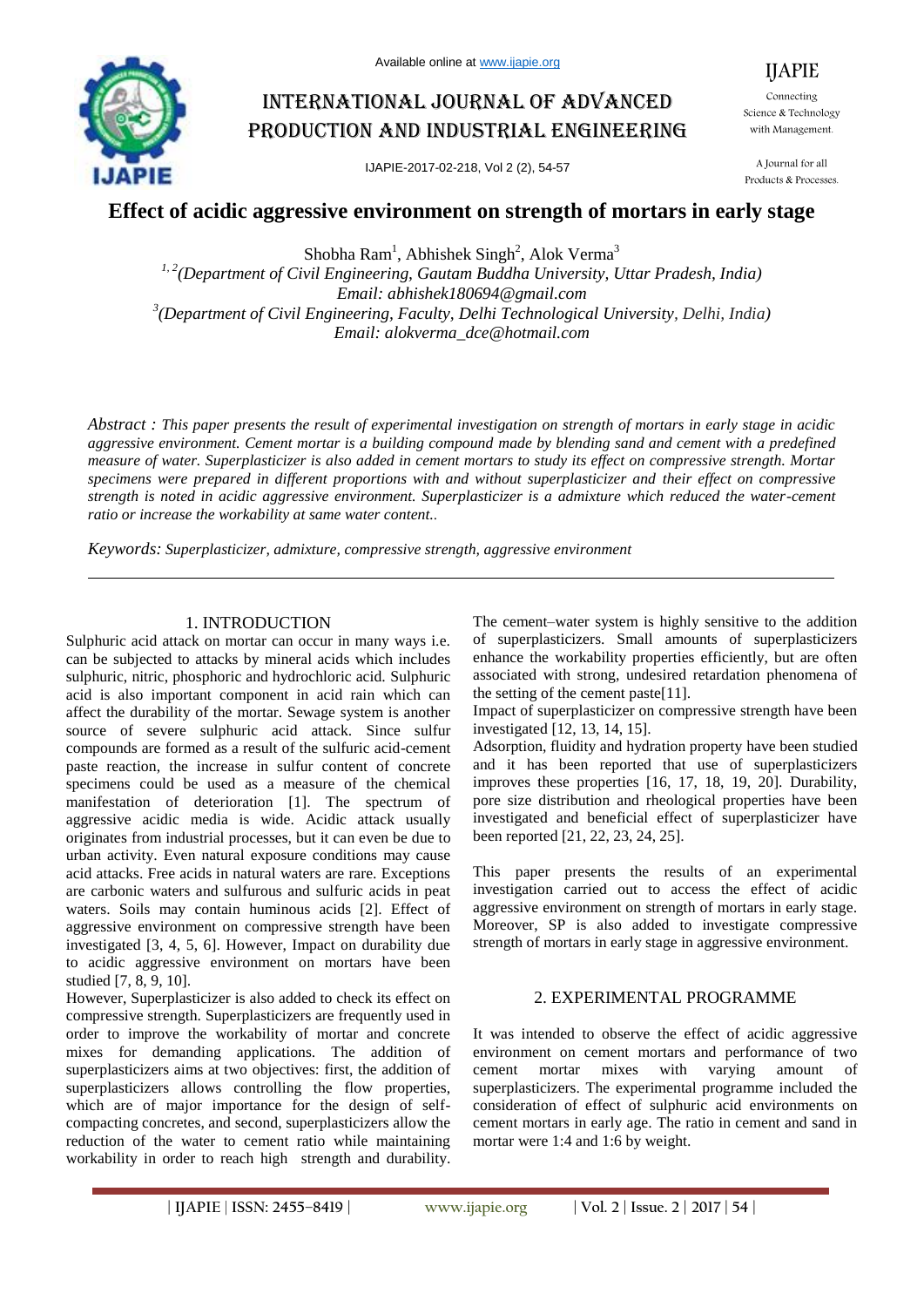# Effect of acidic aggressive environment on strength of mortars in early stage

Shobha Ram[1], Abhishek Singh[2], Alok Verma[3]

[1, 2](Department of Civil Engineering, Gautam Buddha University, Uttar Pradesh, India)
Email: abhishek180694@gmail.com

[3](Department of Civil Engineering, Faculty, Delhi Technological University, Delhi, India)
Email: alokverma_dce@hotmail.com

*Abstract : This paper presents the result of experimental investigation on strength of mortars in early stage in acidic aggressive environment. Cement mortar is a building compound made by blending sand and cement with a predefined measure of water. Superplasticizer is also added in cement mortars to study its effect on compressive strength. Mortar specimens were prepared in different proportions with and without superplasticizer and their effect on compressive strength is noted in acidic aggressive environment. Superplasticizer is a admixture which reduced the water-cement ratio or increase the workability at same water content..*

*Keywords: Superplasticizer, admixture, compressive strength, aggressive environment*

## 1. INTRODUCTION

Sulphuric acid attack on mortar can occur in many ways i.e. can be subjected to attacks by mineral acids which includes sulphuric, nitric, phosphoric and hydrochloric acid. Sulphuric acid is also important component in acid rain which can affect the durability of the mortar. Sewage system is another source of severe sulphuric acid attack. Since sulfur compounds are formed as a result of the sulfuric acid-cement paste reaction, the increase in sulfur content of concrete specimens could be used as a measure of the chemical manifestation of deterioration [1]. The spectrum of aggressive acidic media is wide. Acidic attack usually originates from industrial processes, but it can even be due to urban activity. Even natural exposure conditions may cause acid attacks. Free acids in natural waters are rare. Exceptions are carbonic waters and sulfurous and sulfuric acids in peat waters. Soils may contain huminous acids [2]. Effect of aggressive environment on compressive strength have been investigated [3, 4, 5, 6]. However, Impact on durability due to acidic aggressive environment on mortars have been studied [7, 8, 9, 10].

However, Superplasticizer is also added to check its effect on compressive strength. Superplasticizers are frequently used in order to improve the workability of mortar and concrete mixes for demanding applications. The addition of superplasticizers aims at two objectives: first, the addition of superplasticizers allows controlling the flow properties, which are of major importance for the design of self-compacting concretes, and second, superplasticizers allow the reduction of the water to cement ratio while maintaining workability in order to reach high strength and durability. The cement–water system is highly sensitive to the addition of superplasticizers. Small amounts of superplasticizers enhance the workability properties efficiently, but are often associated with strong, undesired retardation phenomena of the setting of the cement paste[11].

Impact of superplasticizer on compressive strength have been investigated [12, 13, 14, 15].

Adsorption, fluidity and hydration property have been studied and it has been reported that use of superplasticizers improves these properties [16, 17, 18, 19, 20]. Durability, pore size distribution and rheological properties have been investigated and beneficial effect of superplasticizer have been reported [21, 22, 23, 24, 25].

This paper presents the results of an experimental investigation carried out to access the effect of acidic aggressive environment on strength of mortars in early stage. Moreover, SP is also added to investigate compressive strength of mortars in early stage in aggressive environment.

## 2. EXPERIMENTAL PROGRAMME

It was intended to observe the effect of acidic aggressive environment on cement mortars and performance of two cement mortar mixes with varying amount of superplasticizers. The experimental programme included the consideration of effect of sulphuric acid environments on cement mortars in early age. The ratio in cement and sand in mortar were 1:4 and 1:6 by weight.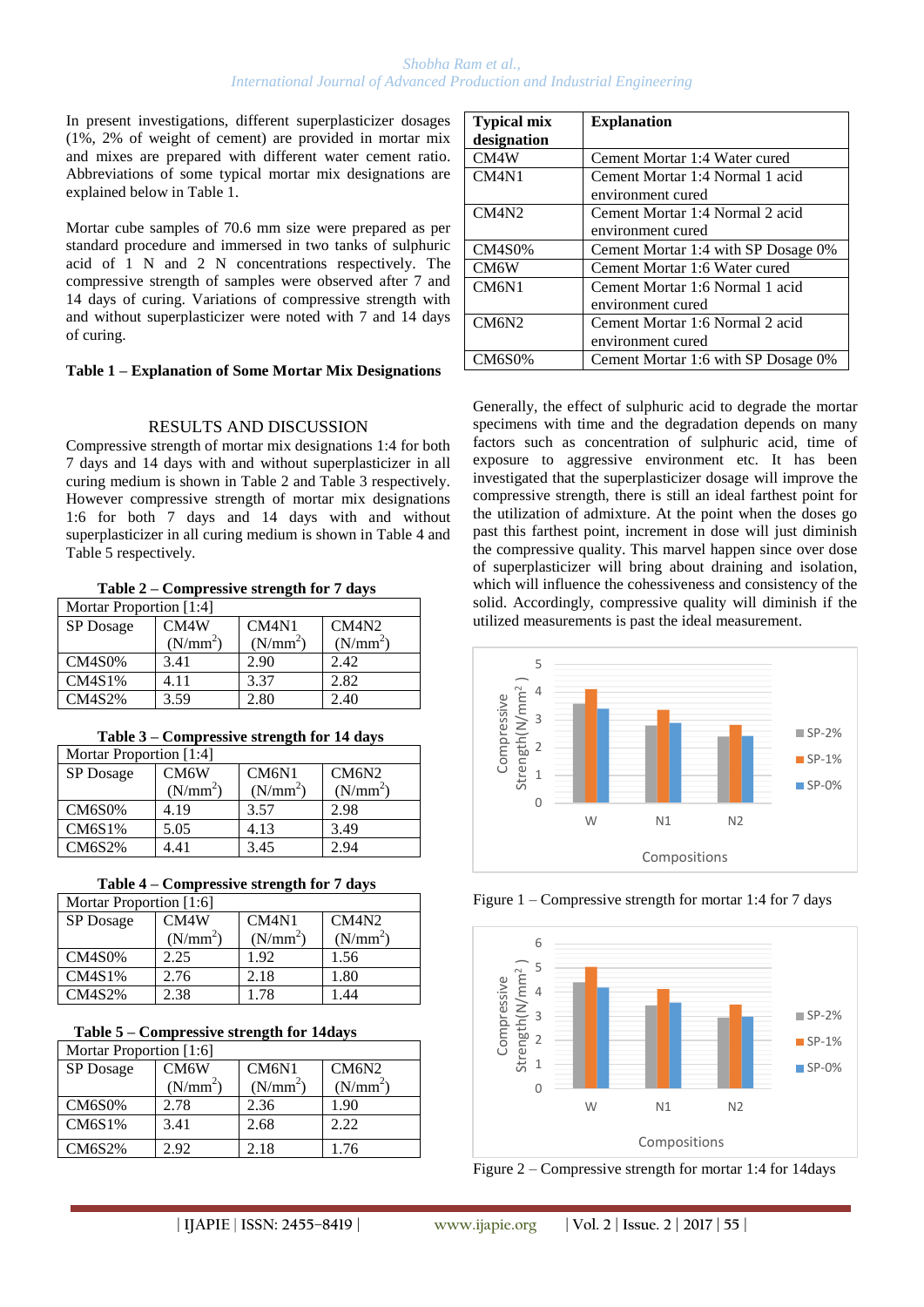In present investigations, different superplasticizer dosages (1%, 2% of weight of cement) are provided in mortar mix and mixes are prepared with different water cement ratio. Abbreviations of some typical mortar mix designations are explained below in Table 1.

Mortar cube samples of 70.6 mm size were prepared as per standard procedure and immersed in two tanks of sulphuric acid of 1 N and 2 N concentrations respectively. The compressive strength of samples were observed after 7 and 14 days of curing. Variations of compressive strength with and without superplasticizer were noted with 7 and 14 days of curing.

**Table 1 – Explanation of Some Mortar Mix Designations**

| Typical mix designation | Explanation |
|---|---|
| CM4W | Cement Mortar 1:4 Water cured |
| CM4N1 | Cement Mortar 1:4 Normal 1 acid environment cured |
| CM4N2 | Cement Mortar 1:4 Normal 2 acid environment cured |
| CM4S0% | Cement Mortar 1:4 with SP Dosage 0% |
| CM6W | Cement Mortar 1:6 Water cured |
| CM6N1 | Cement Mortar 1:6 Normal 1 acid environment cured |
| CM6N2 | Cement Mortar 1:6 Normal 2 acid environment cured |
| CM6S0% | Cement Mortar 1:6 with SP Dosage 0% |

## RESULTS AND DISCUSSION

Compressive strength of mortar mix designations 1:4 for both 7 days and 14 days with and without superplasticizer in all curing medium is shown in Table 2 and Table 3 respectively. However compressive strength of mortar mix designations 1:6 for both 7 days and 14 days with and without superplasticizer in all curing medium is shown in Table 4 and Table 5 respectively.

**Table 2 – Compressive strength for 7 days**

| Mortar Proportion [1:4] | | | |
|---|---|---|---|
| SP Dosage | CM4W ($N/mm^2$) | CM4N1 ($N/mm^2$) | CM4N2 ($N/mm^2$) |
| CM4S0% | 3.41 | 2.90 | 2.42 |
| CM4S1% | 4.11 | 3.37 | 2.82 |
| CM4S2% | 3.59 | 2.80 | 2.40 |

**Table 3 – Compressive strength for 14 days**

| Mortar Proportion [1:4] | | | |
|---|---|---|---|
| SP Dosage | CM6W ($N/mm^2$) | CM6N1 ($N/mm^2$) | CM6N2 ($N/mm^2$) |
| CM6S0% | 4.19 | 3.57 | 2.98 |
| CM6S1% | 5.05 | 4.13 | 3.49 |
| CM6S2% | 4.41 | 3.45 | 2.94 |

**Table 4 – Compressive strength for 7 days**

| Mortar Proportion [1:6] | | | |
|---|---|---|---|
| SP Dosage | CM4W ($N/mm^2$) | CM4N1 ($N/mm^2$) | CM4N2 ($N/mm^2$) |
| CM4S0% | 2.25 | 1.92 | 1.56 |
| CM4S1% | 2.76 | 2.18 | 1.80 |
| CM4S2% | 2.38 | 1.78 | 1.44 |

**Table 5 – Compressive strength for 14days**

| Mortar Proportion [1:6] | | | |
|---|---|---|---|
| SP Dosage | CM6W ($N/mm^2$) | CM6N1 ($N/mm^2$) | CM6N2 ($N/mm^2$) |
| CM6S0% | 2.78 | 2.36 | 1.90 |
| CM6S1% | 3.41 | 2.68 | 2.22 |
| CM6S2% | 2.92 | 2.18 | 1.76 |

Generally, the effect of sulphuric acid to degrade the mortar specimens with time and the degradation depends on many factors such as concentration of sulphuric acid, time of exposure to aggressive environment etc. It has been investigated that the superplasticizer dosage will improve the compressive strength, there is still an ideal farthest point for the utilization of admixture. At the point when the doses go past this farthest point, increment in dose will just diminish the compressive quality. This marvel happen since over dose of superplasticizer will bring about draining and isolation, which will influence the cohessiveness and consistency of the solid. Accordingly, compressive quality will diminish if the utilized measurements is past the ideal measurement.

Figure 1 – Compressive strength for mortar 1:4 for 7 days

Figure 2 – Compressive strength for mortar 1:4 for 14days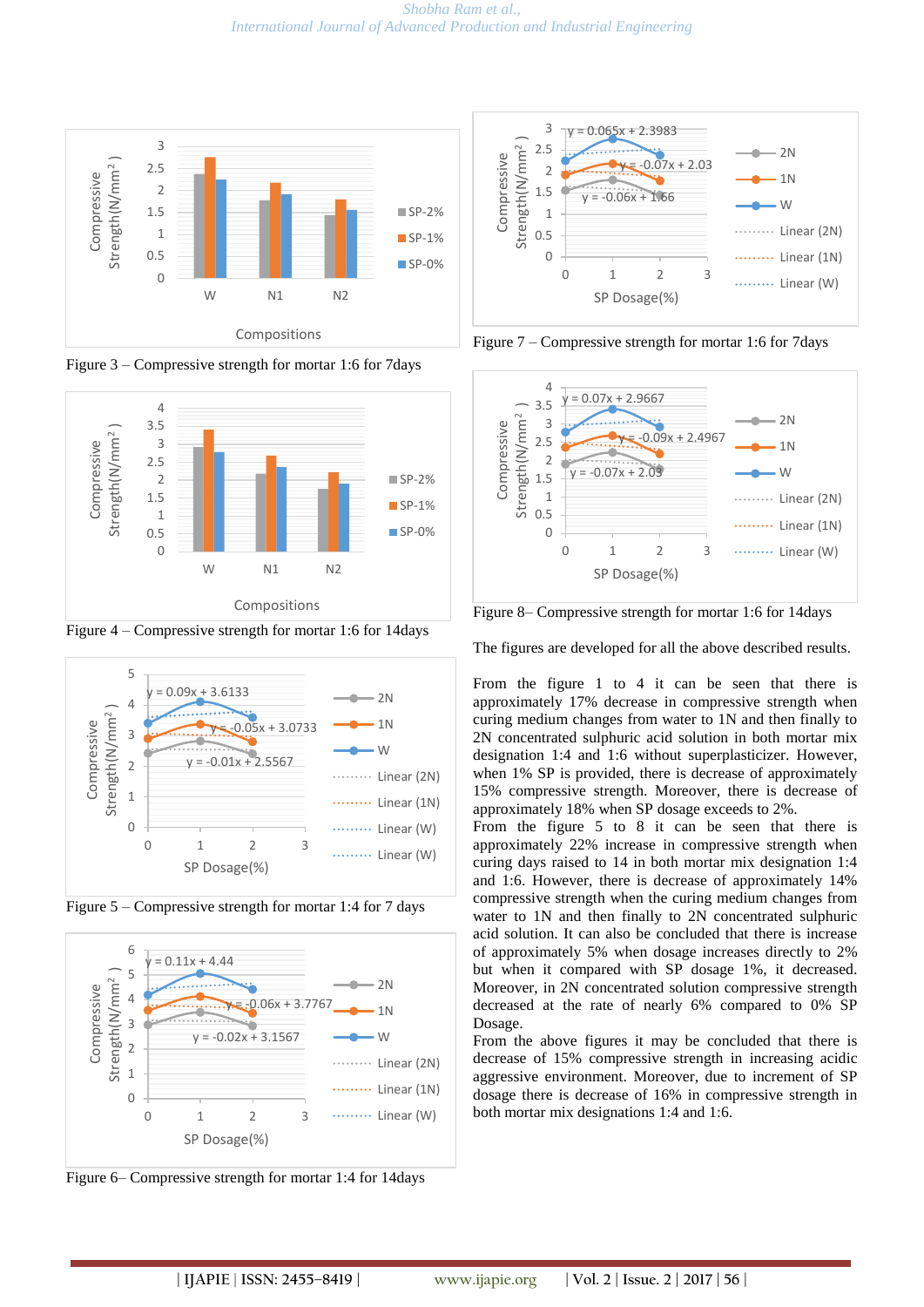Figure 3 – Compressive strength for mortar 1:6 for 7days

Figure 4 – Compressive strength for mortar 1:6 for 14days

Figure 5 – Compressive strength for mortar 1:4 for 7 days

Figure 6– Compressive strength for mortar 1:4 for 14days

Figure 7 – Compressive strength for mortar 1:6 for 7days

Figure 8– Compressive strength for mortar 1:6 for 14days

The figures are developed for all the above described results.

From the figure 1 to 4 it can be seen that there is approximately 17% decrease in compressive strength when curing medium changes from water to 1N and then finally to 2N concentrated sulphuric acid solution in both mortar mix designation 1:4 and 1:6 without superplasticizer. However, when 1% SP is provided, there is decrease of approximately 15% compressive strength. Moreover, there is decrease of approximately 18% when SP dosage exceeds to 2%.

From the figure 5 to 8 it can be seen that there is approximately 22% increase in compressive strength when curing days raised to 14 in both mortar mix designation 1:4 and 1:6. However, there is decrease of approximately 14% compressive strength when the curing medium changes from water to 1N and then finally to 2N concentrated sulphuric acid solution. It can also be concluded that there is increase of approximately 5% when dosage increases directly to 2% but when it compared with SP dosage 1%, it decreased. Moreover, in 2N concentrated solution compressive strength decreased at the rate of nearly 6% compared to 0% SP Dosage.

From the above figures it may be concluded that there is decrease of 15% compressive strength in increasing acidic aggressive environment. Moreover, due to increment of SP dosage there is decrease of 16% in compressive strength in both mortar mix designations 1:4 and 1:6.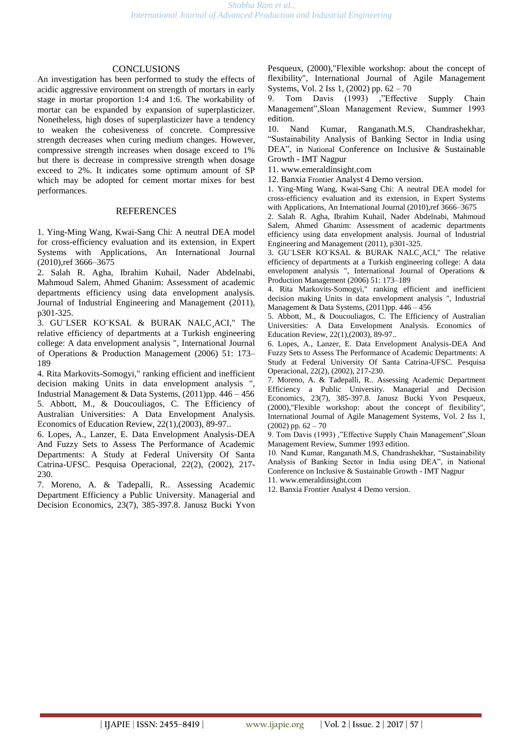## CONCLUSIONS

An investigation has been performed to study the effects of acidic aggressive environment on strength of mortars in early stage in mortar proportion 1:4 and 1:6. The workability of mortar can be expanded by expansion of superplasticizer. Nonetheless, high doses of superplasticizer have a tendency to weaken the cohesiveness of concrete. Compressive strength decreases when curing medium changes. However, compressive strength increases when dosage exceed to 1% but there is decrease in compressive strength when dosage exceed to 2%. It indicates some optimum amount of SP which may be adopted for cement mortar mixes for best performances.

## REFERENCES

1. Ying-Ming Wang, Kwai-Sang Chi: A neutral DEA model for cross-efficiency evaluation and its extension, in Expert Systems with Applications, An International Journal (2010),ref 3666–3675
2. Salah R. Agha, Ibrahim Kuhail, Nader Abdelnabi, Mahmoud Salem, Ahmed Ghanim: Assessment of academic departments efficiency using data envelopment analysis. Journal of Industrial Engineering and Management (2011), p301-325.
3. GU¨LSER KO¨KSAL & BURAK NALC¸ACI," The relative efficiency of departments at a Turkish engineering college: A data envelopment analysis ", International Journal of Operations & Production Management (2006) 51: 173–189
4. Rita Markovits-Somogyi," ranking efficient and inefficient decision making Units in data envelopment analysis ", Industrial Management & Data Systems, (2011)pp. 446 – 456
5. Abbott, M., & Doucouliagos, C. The Efficiency of Australian Universities: A Data Envelopment Analysis. Economics of Education Review, 22(1),(2003), 89-97..
6. Lopes, A., Lanzer, E. Data Envelopment Analysis-DEA And Fuzzy Sets to Assess The Performance of Academic Departments: A Study at Federal University Of Santa Catrina-UFSC. Pesquisa Operacional, 22(2), (2002), 217-230.
7. Moreno, A. & Tadepalli, R.. Assessing Academic Department Efficiency a Public University. Managerial and Decision Economics, 23(7), 385-397.8. Janusz Bucki Yvon Pesqueux, (2000),"Flexible workshop: about the concept of flexibility", International Journal of Agile Management Systems, Vol. 2 Iss 1, (2002) pp. 62 – 70
9. Tom Davis (1993) ,"Effective Supply Chain Management",Sloan Management Review, Summer 1993 edition.
10. Nand Kumar, Ranganath.M.S, Chandrashekhar, "Sustainability Analysis of Banking Sector in India using DEA", in National Conference on Inclusive & Sustainable Growth - IMT Nagpur
11. www.emeraldinsight.com
12. Banxia Frontier Analyst 4 Demo version.

1. Ying-Ming Wang, Kwai-Sang Chi: A neutral DEA model for cross-efficiency evaluation and its extension, in Expert Systems with Applications, An International Journal (2010),ref 3666–3675
2. Salah R. Agha, Ibrahim Kuhail, Nader Abdelnabi, Mahmoud Salem, Ahmed Ghanim: Assessment of academic departments efficiency using data envelopment analysis. Journal of Industrial Engineering and Management (2011), p301-325.
3. GU¨LSER KO¨KSAL & BURAK NALC¸ACI," The relative efficiency of departments at a Turkish engineering college: A data envelopment analysis ", International Journal of Operations & Production Management (2006) 51: 173–189
4. Rita Markovits-Somogyi," ranking efficient and inefficient decision making Units in data envelopment analysis ", Industrial Management & Data Systems, (2011)pp. 446 – 456
5. Abbott, M., & Doucouliagos, C. The Efficiency of Australian Universities: A Data Envelopment Analysis. Economics of Education Review, 22(1),(2003), 89-97..
6. Lopes, A., Lanzer, E. Data Envelopment Analysis-DEA And Fuzzy Sets to Assess The Performance of Academic Departments: A Study at Federal University Of Santa Catrina-UFSC. Pesquisa Operacional, 22(2), (2002), 217-230.
7. Moreno, A. & Tadepalli, R.. Assessing Academic Department Efficiency a Public University. Managerial and Decision Economics, 23(7), 385-397.8. Janusz Bucki Yvon Pesqueux, (2000),"Flexible workshop: about the concept of flexibility", International Journal of Agile Management Systems, Vol. 2 Iss 1, (2002) pp. 62 – 70
9. Tom Davis (1993) ,"Effective Supply Chain Management",Sloan Management Review, Summer 1993 edition.
10. Nand Kumar, Ranganath.M.S, Chandrashekhar, "Sustainability Analysis of Banking Sector in India using DEA", in National Conference on Inclusive & Sustainable Growth - IMT Nagpur
11. www.emeraldinsight.com
12. Banxia Frontier Analyst 4 Demo version.